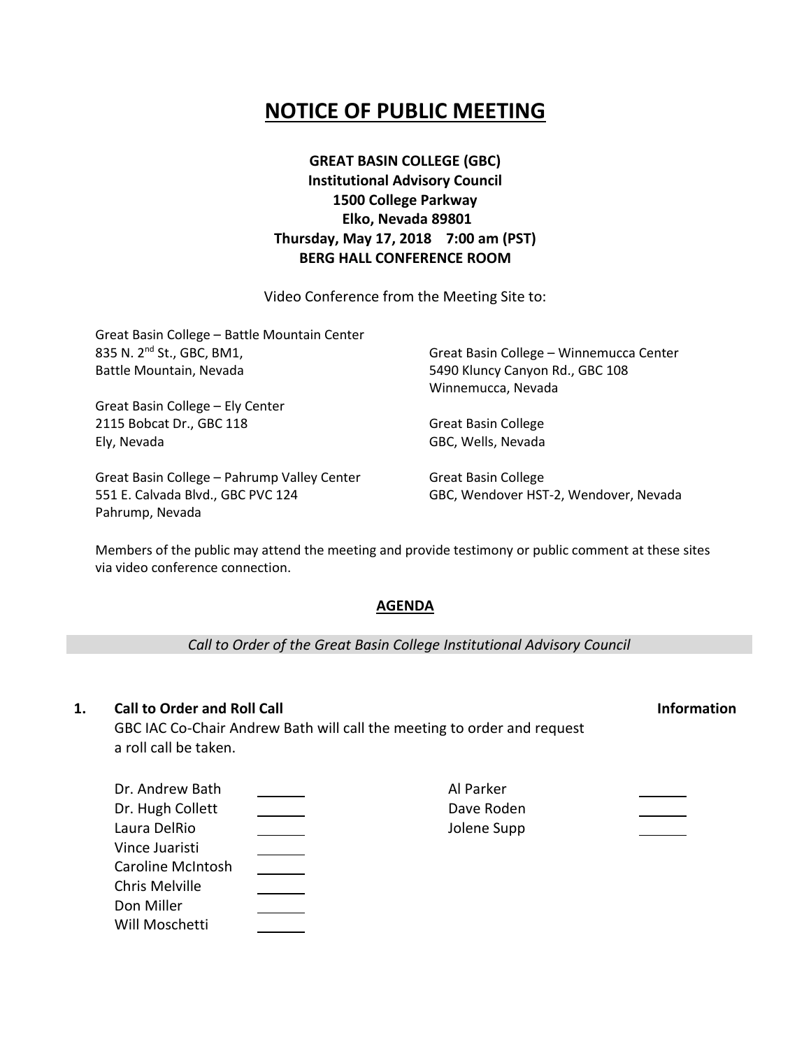# NOTICE OF PUBLIC MEETING

**GREAT BASIN COLLEGE (GBC)**
**Institutional Advisory Council**
**1500 College Parkway**
**Elko, Nevada 89801**
**Thursday, May 17, 2018 7:00 am (PST)**
**BERG HALL CONFERENCE ROOM**

Video Conference from the Meeting Site to:

Great Basin College – Battle Mountain Center
835 N. 2nd St., GBC, BM1,
Battle Mountain, Nevada

Great Basin College – Ely Center
2115 Bobcat Dr., GBC 118
Ely, Nevada

Great Basin College – Pahrump Valley Center
551 E. Calvada Blvd., GBC PVC 124
Pahrump, Nevada

Great Basin College – Winnemucca Center
5490 Kluncy Canyon Rd., GBC 108
Winnemucca, Nevada

Great Basin College
GBC, Wells, Nevada

Great Basin College
GBC, Wendover HST-2, Wendover, Nevada

Members of the public may attend the meeting and provide testimony or public comment at these sites via video conference connection.

## AGENDA

*Call to Order of the Great Basin College Institutional Advisory Council*

**1. Call to Order and Roll Call** **Information**

GBC IAC Co-Chair Andrew Bath will call the meeting to order and request a roll call be taken.

| | | | |
|---|---|---|---|
| Dr. Andrew Bath | ______ | Al Parker | ______ |
| Dr. Hugh Collett | ______ | Dave Roden | ______ |
| Laura DelRio | ______ | Jolene Supp | ______ |
| Vince Juaristi | ______ | | |
| Caroline McIntosh | ______ | | |
| Chris Melville | ______ | | |
| Don Miller | ______ | | |
| Will Moschetti | ______ | | |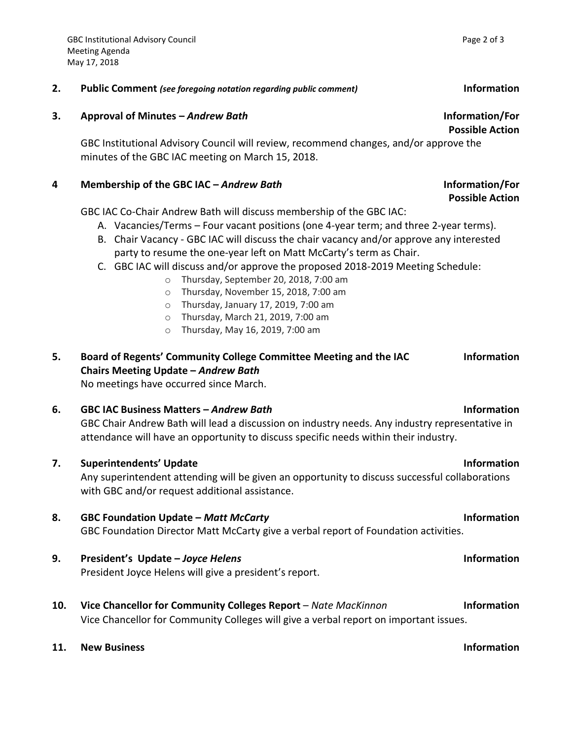**2. Public Comment** *(see foregoing notation regarding public comment)* **Information**

**3. Approval of Minutes –** ***Andrew Bath*** **Information/For Possible Action**

GBC Institutional Advisory Council will review, recommend changes, and/or approve the minutes of the GBC IAC meeting on March 15, 2018.

**4 Membership of the GBC IAC –** ***Andrew Bath*** **Information/For Possible Action**

GBC IAC Co-Chair Andrew Bath will discuss membership of the GBC IAC:

A. Vacancies/Terms – Four vacant positions (one 4-year term; and three 2-year terms).
B. Chair Vacancy - GBC IAC will discuss the chair vacancy and/or approve any interested party to resume the one-year left on Matt McCarty's term as Chair.
C. GBC IAC will discuss and/or approve the proposed 2018-2019 Meeting Schedule:
   - Thursday, September 20, 2018, 7:00 am
   - Thursday, November 15, 2018, 7:00 am
   - Thursday, January 17, 2019, 7:00 am
   - Thursday, March 21, 2019, 7:00 am
   - Thursday, May 16, 2019, 7:00 am

**5. Board of Regents' Community College Committee Meeting and the IAC Chairs Meeting Update –** ***Andrew Bath*** **Information**

No meetings have occurred since March.

**6. GBC IAC Business Matters –** ***Andrew Bath*** **Information**

GBC Chair Andrew Bath will lead a discussion on industry needs. Any industry representative in attendance will have an opportunity to discuss specific needs within their industry.

**7. Superintendents' Update** **Information**

Any superintendent attending will be given an opportunity to discuss successful collaborations with GBC and/or request additional assistance.

**8. GBC Foundation Update –** ***Matt McCarty*** **Information**

GBC Foundation Director Matt McCarty give a verbal report of Foundation activities.

**9. President's Update –** ***Joyce Helens*** **Information**

President Joyce Helens will give a president's report.

**10. Vice Chancellor for Community Colleges Report** – *Nate MacKinnon* **Information**

Vice Chancellor for Community Colleges will give a verbal report on important issues.

**11. New Business** **Information**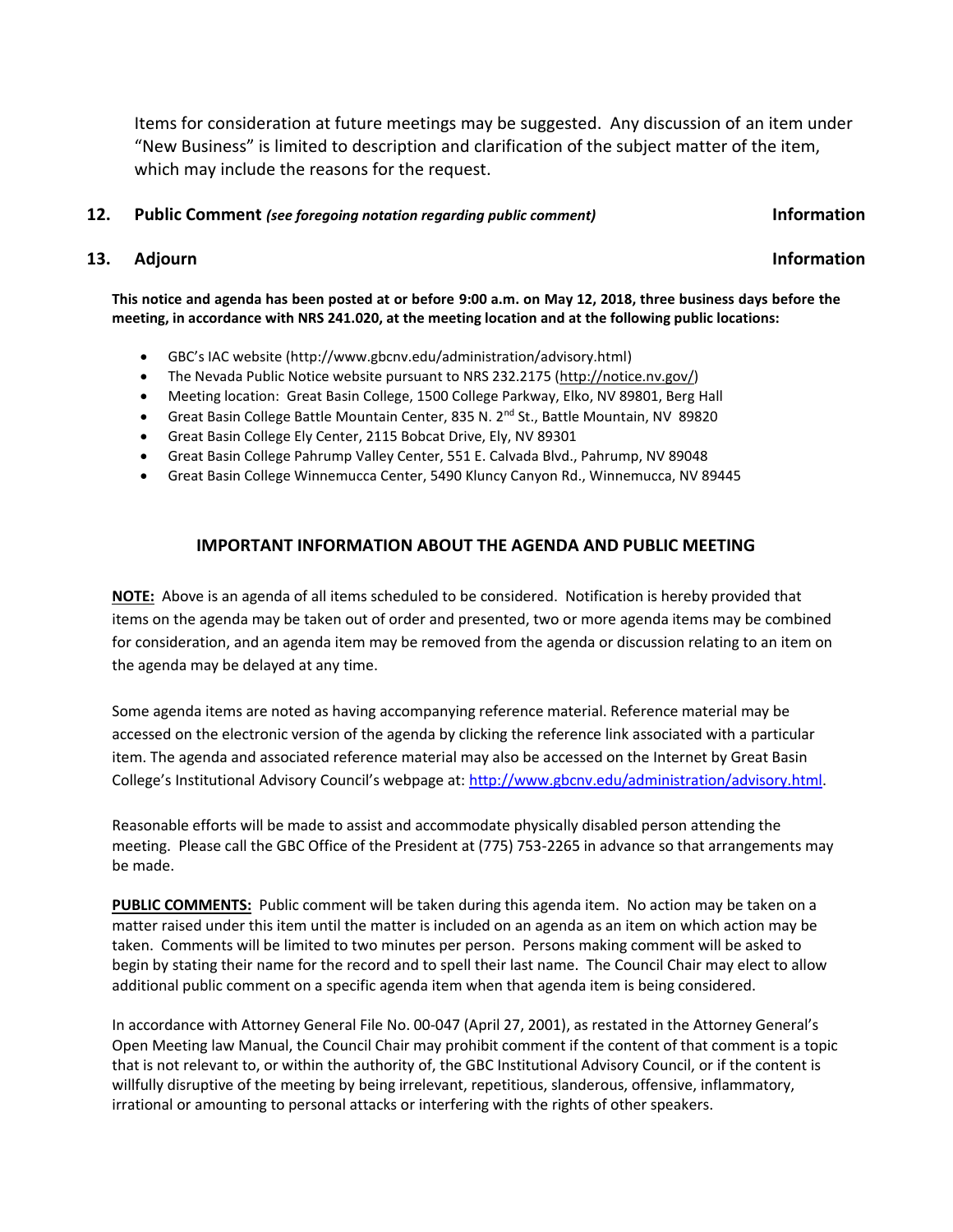Items for consideration at future meetings may be suggested. Any discussion of an item under "New Business" is limited to description and clarification of the subject matter of the item, which may include the reasons for the request.

**12. Public Comment** ***(see foregoing notation regarding public comment)*** **Information**

**13. Adjourn** **Information**

**This notice and agenda has been posted at or before 9:00 a.m. on May 12, 2018, three business days before the meeting, in accordance with NRS 241.020, at the meeting location and at the following public locations:**

- GBC's IAC website (http://www.gbcnv.edu/administration/advisory.html)
- The Nevada Public Notice website pursuant to NRS 232.2175 (http://notice.nv.gov/)
- Meeting location: Great Basin College, 1500 College Parkway, Elko, NV 89801, Berg Hall
- Great Basin College Battle Mountain Center, 835 N. 2nd St., Battle Mountain, NV 89820
- Great Basin College Ely Center, 2115 Bobcat Drive, Ely, NV 89301
- Great Basin College Pahrump Valley Center, 551 E. Calvada Blvd., Pahrump, NV 89048
- Great Basin College Winnemucca Center, 5490 Kluncy Canyon Rd., Winnemucca, NV 89445

## IMPORTANT INFORMATION ABOUT THE AGENDA AND PUBLIC MEETING

**NOTE:** Above is an agenda of all items scheduled to be considered. Notification is hereby provided that items on the agenda may be taken out of order and presented, two or more agenda items may be combined for consideration, and an agenda item may be removed from the agenda or discussion relating to an item on the agenda may be delayed at any time.

Some agenda items are noted as having accompanying reference material. Reference material may be accessed on the electronic version of the agenda by clicking the reference link associated with a particular item. The agenda and associated reference material may also be accessed on the Internet by Great Basin College's Institutional Advisory Council's webpage at: http://www.gbcnv.edu/administration/advisory.html.

Reasonable efforts will be made to assist and accommodate physically disabled person attending the meeting. Please call the GBC Office of the President at (775) 753-2265 in advance so that arrangements may be made.

**PUBLIC COMMENTS:** Public comment will be taken during this agenda item. No action may be taken on a matter raised under this item until the matter is included on an agenda as an item on which action may be taken. Comments will be limited to two minutes per person. Persons making comment will be asked to begin by stating their name for the record and to spell their last name. The Council Chair may elect to allow additional public comment on a specific agenda item when that agenda item is being considered.

In accordance with Attorney General File No. 00-047 (April 27, 2001), as restated in the Attorney General's Open Meeting law Manual, the Council Chair may prohibit comment if the content of that comment is a topic that is not relevant to, or within the authority of, the GBC Institutional Advisory Council, or if the content is willfully disruptive of the meeting by being irrelevant, repetitious, slanderous, offensive, inflammatory, irrational or amounting to personal attacks or interfering with the rights of other speakers.